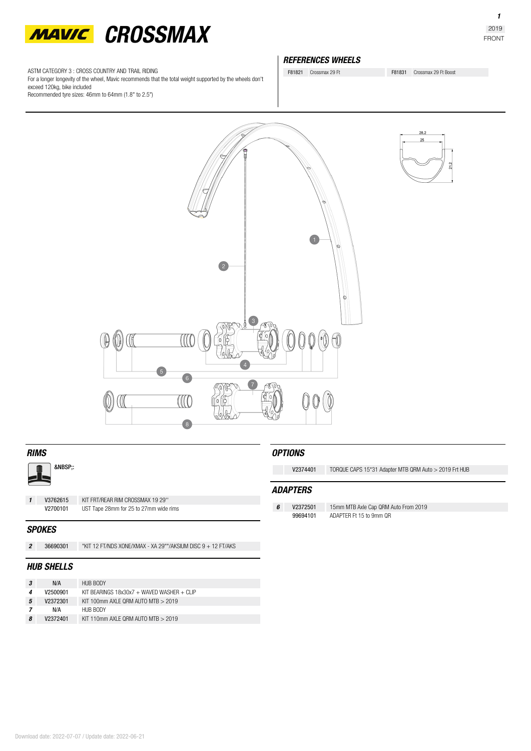# MAVIC CROSSMAX

2019
FRONT

ASTM CATEGORY 3 : CROSS COUNTRY AND TRAIL RIDING
For a longer longevity of the wheel, Mavic recommends that the total weight supported by the wheels don't exceed 120kg, bike included
Recommended tyre sizes: 46mm to 64mm (1.8" to 2.5")

## REFERENCES WHEELS

| | | | |
|---|---|---|---|
| F81821 | Crossmax 29 Ft | F81831 | Crossmax 29 Ft Boost |

## RIMS

&NBSP;:

| | | |
|---|---|---|
| 1 | V3762615 | KIT FRT/REAR RIM CROSSMAX 19 29'' |
| | V2700101 | UST Tape 28mm for 25 to 27mm wide rims |

## SPOKES

| | | |
|---|---|---|
| 2 | 36690301 | "KIT 12 FT/NDS XONE/XMAX - XA 29""/AKSIUM DISC 9 + 12 FT/AKS |

## HUB SHELLS

| | | |
|---|---|---|
| 3 | N/A | HUB BODY |
| 4 | V2500901 | KIT BEARINGS 18x30x7 + WAVED WASHER + CLIP |
| 5 | V2372301 | KIT 100mm AXLE QRM AUTO MTB > 2019 |
| 7 | N/A | HUB BODY |
| 8 | V2372401 | KIT 110mm AXLE QRM AUTO MTB > 2019 |

## OPTIONS

| | | |
|---|---|---|
| | V2374401 | TORQUE CAPS 15*31 Adapter MTB QRM Auto > 2019 Frt HUB |

## ADAPTERS

| | | |
|---|---|---|
| 6 | V2372501 | 15mm MTB Axle Cap QRM Auto From 2019 |
| | 99694101 | ADAPTER Ft 15 to 9mm QR |

Download date: 2022-07-07 / Update date: 2022-06-21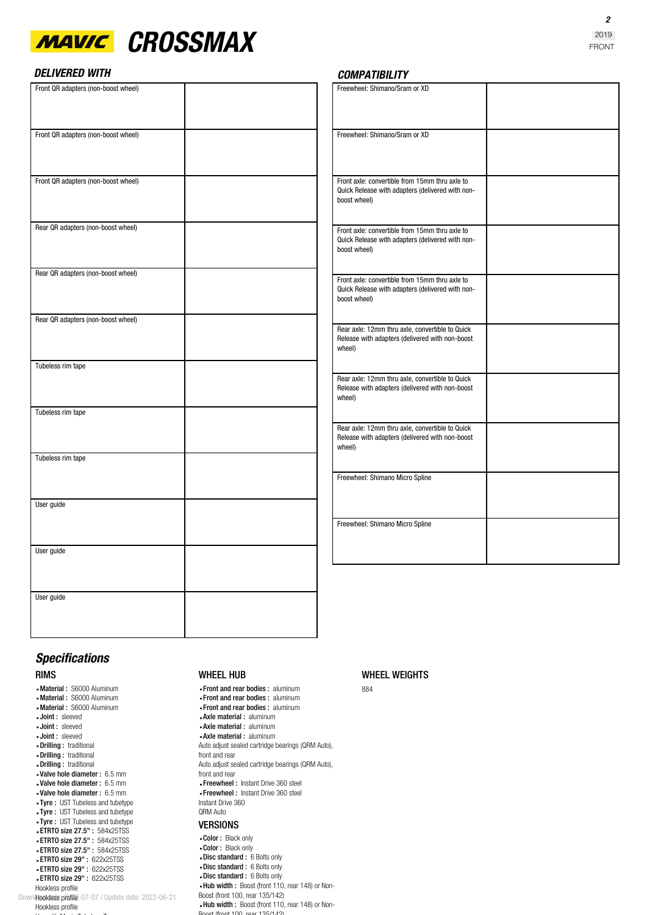# MAVIC CROSSMAX

2019
FRONT

## DELIVERED WITH

| | |
|---|---|
| Front QR adapters (non-boost wheel) | |
| Front QR adapters (non-boost wheel) | |
| Front QR adapters (non-boost wheel) | |
| Rear QR adapters (non-boost wheel) | |
| Rear QR adapters (non-boost wheel) | |
| Rear QR adapters (non-boost wheel) | |
| Tubeless rim tape | |
| Tubeless rim tape | |
| Tubeless rim tape | |
| User guide | |
| User guide | |
| User guide | |

## COMPATIBILITY

| | |
|---|---|
| Freewheel: Shimano/Sram or XD | |
| Freewheel: Shimano/Sram or XD | |
| Front axle: convertible from 15mm thru axle to Quick Release with adapters (delivered with non-boost wheel) | |
| Front axle: convertible from 15mm thru axle to Quick Release with adapters (delivered with non-boost wheel) | |
| Front axle: convertible from 15mm thru axle to Quick Release with adapters (delivered with non-boost wheel) | |
| Rear axle: 12mm thru axle, convertible to Quick Release with adapters (delivered with non-boost wheel) | |
| Rear axle: 12mm thru axle, convertible to Quick Release with adapters (delivered with non-boost wheel) | |
| Rear axle: 12mm thru axle, convertible to Quick Release with adapters (delivered with non-boost wheel) | |
| Freewheel: Shimano Micro Spline | |
| Freewheel: Shimano Micro Spline | |

## Specifications

### RIMS

- **Material :** S6000 Aluminum
- **Material :** S6000 Aluminum
- **Material :** S6000 Aluminum
- **Joint :** sleeved
- **Joint :** sleeved
- **Joint :** sleeved
- **Drilling :** traditional
- **Drilling :** traditional
- **Drilling :** traditional
- **Valve hole diameter :** 6.5 mm
- **Valve hole diameter :** 6.5 mm
- **Valve hole diameter :** 6.5 mm
- **Tyre :** UST Tubeless and tubetype
- **Tyre :** UST Tubeless and tubetype
- **Tyre :** UST Tubeless and tubetype
- **ETRTO size 27.5" :** 584x25TSS
- **ETRTO size 27.5" :** 584x25TSS
- **ETRTO size 27.5" :** 584x25TSS
- **ETRTO size 29" :** 622x25TSS
- **ETRTO size 29" :** 622x25TSS
- **ETRTO size 29" :** 622x25TSS

Hookless profile
Hookless profile
Hookless profile

### WHEEL HUB

- **Front and rear bodies :** aluminum
- **Front and rear bodies :** aluminum
- **Front and rear bodies :** aluminum
- **Axle material :** aluminum
- **Axle material :** aluminum
- **Axle material :** aluminum

Auto adjust sealed cartridge bearings (QRM Auto), front and rear
Auto adjust sealed cartridge bearings (QRM Auto), front and rear

- **Freewheel :** Instant Drive 360 steel
- **Freewheel :** Instant Drive 360 steel

Instant Drive 360
QRM Auto

### VERSIONS

- **Color :** Black only
- **Color :** Black only
- **Disc standard :** 6 Bolts only
- **Disc standard :** 6 Bolts only
- **Disc standard :** 6 Bolts only
- **Hub width :** Boost (front 110, rear 148) or Non-Boost (front 100, rear 135/142)
- **Hub width :** Boost (front 110, rear 148) or Non-Boost (front 100, rear 135/142)

### WHEEL WEIGHTS

884

Download date: 2022-07-07 / Update date: 2022-06-21